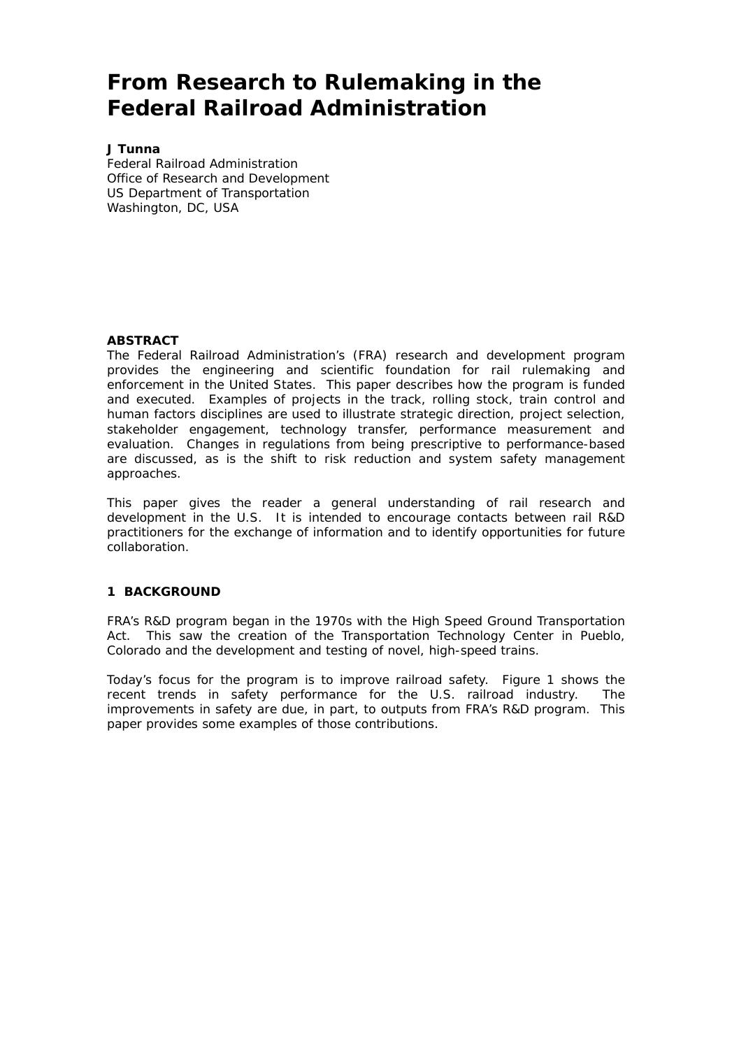# From Research to Rulemaking in the Federal Railroad Administration

**J Tunna**
Federal Railroad Administration
Office of Research and Development
US Department of Transportation
Washington, DC, USA

**ABSTRACT**

The Federal Railroad Administration's (FRA) research and development program provides the engineering and scientific foundation for rail rulemaking and enforcement in the United States. This paper describes how the program is funded and executed. Examples of projects in the track, rolling stock, train control and human factors disciplines are used to illustrate strategic direction, project selection, stakeholder engagement, technology transfer, performance measurement and evaluation. Changes in regulations from being prescriptive to performance-based are discussed, as is the shift to risk reduction and system safety management approaches.

This paper gives the reader a general understanding of rail research and development in the U.S. It is intended to encourage contacts between rail R&D practitioners for the exchange of information and to identify opportunities for future collaboration.

## 1 BACKGROUND

FRA's R&D program began in the 1970s with the High Speed Ground Transportation Act. This saw the creation of the Transportation Technology Center in Pueblo, Colorado and the development and testing of novel, high-speed trains.

Today's focus for the program is to improve railroad safety. Figure 1 shows the recent trends in safety performance for the U.S. railroad industry. The improvements in safety are due, in part, to outputs from FRA's R&D program. This paper provides some examples of those contributions.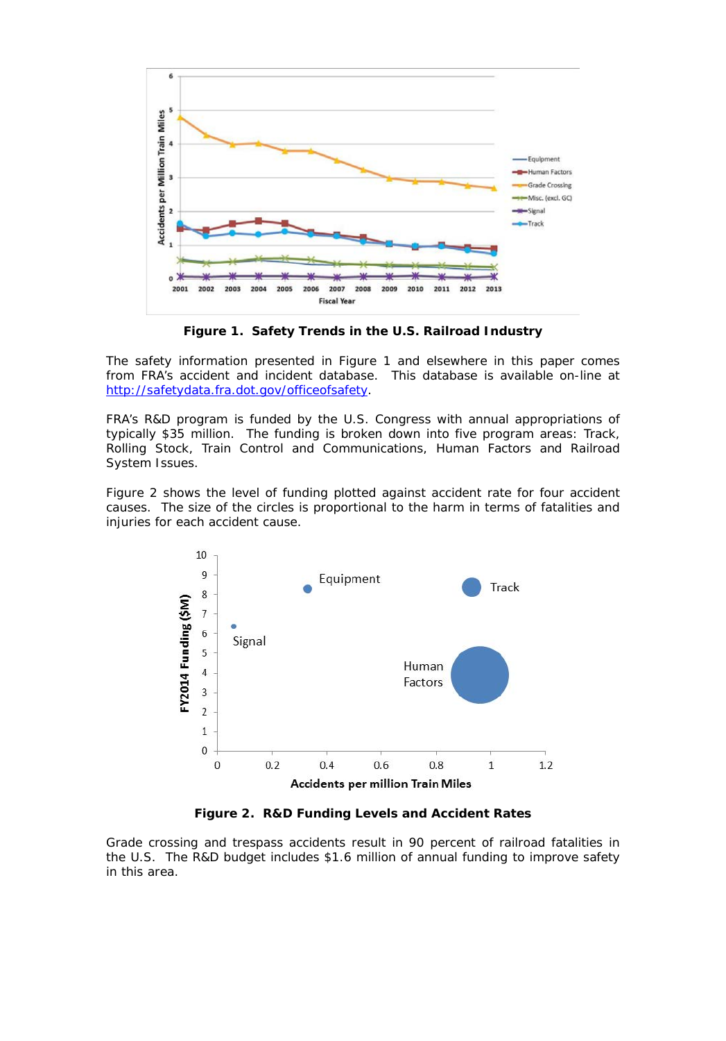**Figure 1. Safety Trends in the U.S. Railroad Industry**

The safety information presented in Figure 1 and elsewhere in this paper comes from FRA's accident and incident database. This database is available on-line at http://safetydata.fra.dot.gov/officeofsafety.

FRA's R&D program is funded by the U.S. Congress with annual appropriations of typically $35 million. The funding is broken down into five program areas: Track, Rolling Stock, Train Control and Communications, Human Factors and Railroad System Issues.

Figure 2 shows the level of funding plotted against accident rate for four accident causes. The size of the circles is proportional to the harm in terms of fatalities and injuries for each accident cause.

**Figure 2. R&D Funding Levels and Accident Rates**

Grade crossing and trespass accidents result in 90 percent of railroad fatalities in the U.S. The R&D budget includes $1.6 million of annual funding to improve safety in this area.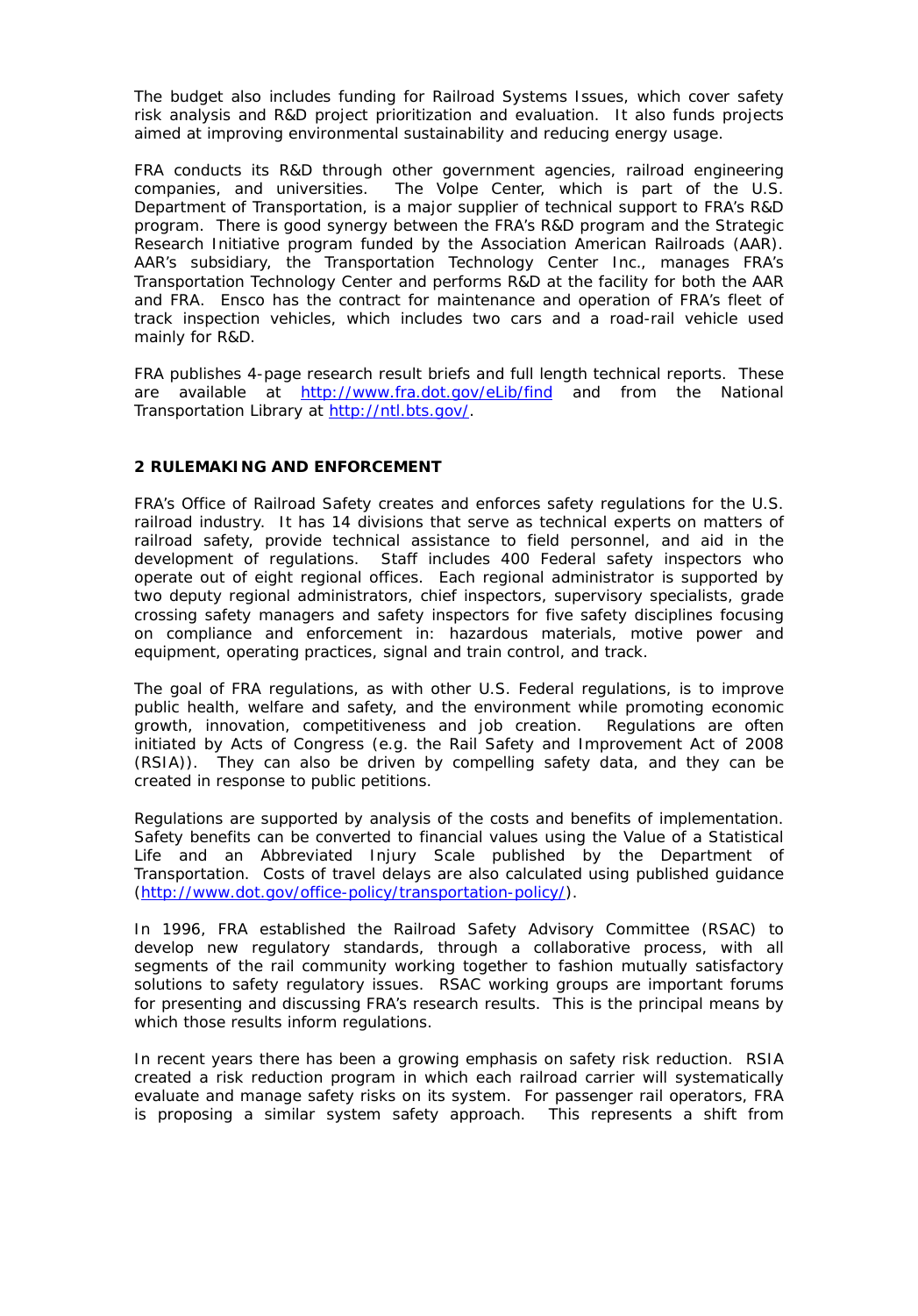The budget also includes funding for Railroad Systems Issues, which cover safety risk analysis and R&D project prioritization and evaluation. It also funds projects aimed at improving environmental sustainability and reducing energy usage.

FRA conducts its R&D through other government agencies, railroad engineering companies, and universities. The Volpe Center, which is part of the U.S. Department of Transportation, is a major supplier of technical support to FRA's R&D program. There is good synergy between the FRA's R&D program and the Strategic Research Initiative program funded by the Association American Railroads (AAR). AAR's subsidiary, the Transportation Technology Center Inc., manages FRA's Transportation Technology Center and performs R&D at the facility for both the AAR and FRA. Ensco has the contract for maintenance and operation of FRA's fleet of track inspection vehicles, which includes two cars and a road-rail vehicle used mainly for R&D.

FRA publishes 4-page research result briefs and full length technical reports. These are available at http://www.fra.dot.gov/eLib/find and from the National Transportation Library at http://ntl.bts.gov/.

## 2 RULEMAKING AND ENFORCEMENT

FRA's Office of Railroad Safety creates and enforces safety regulations for the U.S. railroad industry. It has 14 divisions that serve as technical experts on matters of railroad safety, provide technical assistance to field personnel, and aid in the development of regulations. Staff includes 400 Federal safety inspectors who operate out of eight regional offices. Each regional administrator is supported by two deputy regional administrators, chief inspectors, supervisory specialists, grade crossing safety managers and safety inspectors for five safety disciplines focusing on compliance and enforcement in: hazardous materials, motive power and equipment, operating practices, signal and train control, and track.

The goal of FRA regulations, as with other U.S. Federal regulations, is to improve public health, welfare and safety, and the environment while promoting economic growth, innovation, competitiveness and job creation. Regulations are often initiated by Acts of Congress (e.g. the Rail Safety and Improvement Act of 2008 (RSIA)). They can also be driven by compelling safety data, and they can be created in response to public petitions.

Regulations are supported by analysis of the costs and benefits of implementation. Safety benefits can be converted to financial values using the Value of a Statistical Life and an Abbreviated Injury Scale published by the Department of Transportation. Costs of travel delays are also calculated using published guidance (http://www.dot.gov/office-policy/transportation-policy/).

In 1996, FRA established the Railroad Safety Advisory Committee (RSAC) to develop new regulatory standards, through a collaborative process, with all segments of the rail community working together to fashion mutually satisfactory solutions to safety regulatory issues. RSAC working groups are important forums for presenting and discussing FRA's research results. This is the principal means by which those results inform regulations.

In recent years there has been a growing emphasis on safety risk reduction. RSIA created a risk reduction program in which each railroad carrier will systematically evaluate and manage safety risks on its system. For passenger rail operators, FRA is proposing a similar system safety approach. This represents a shift from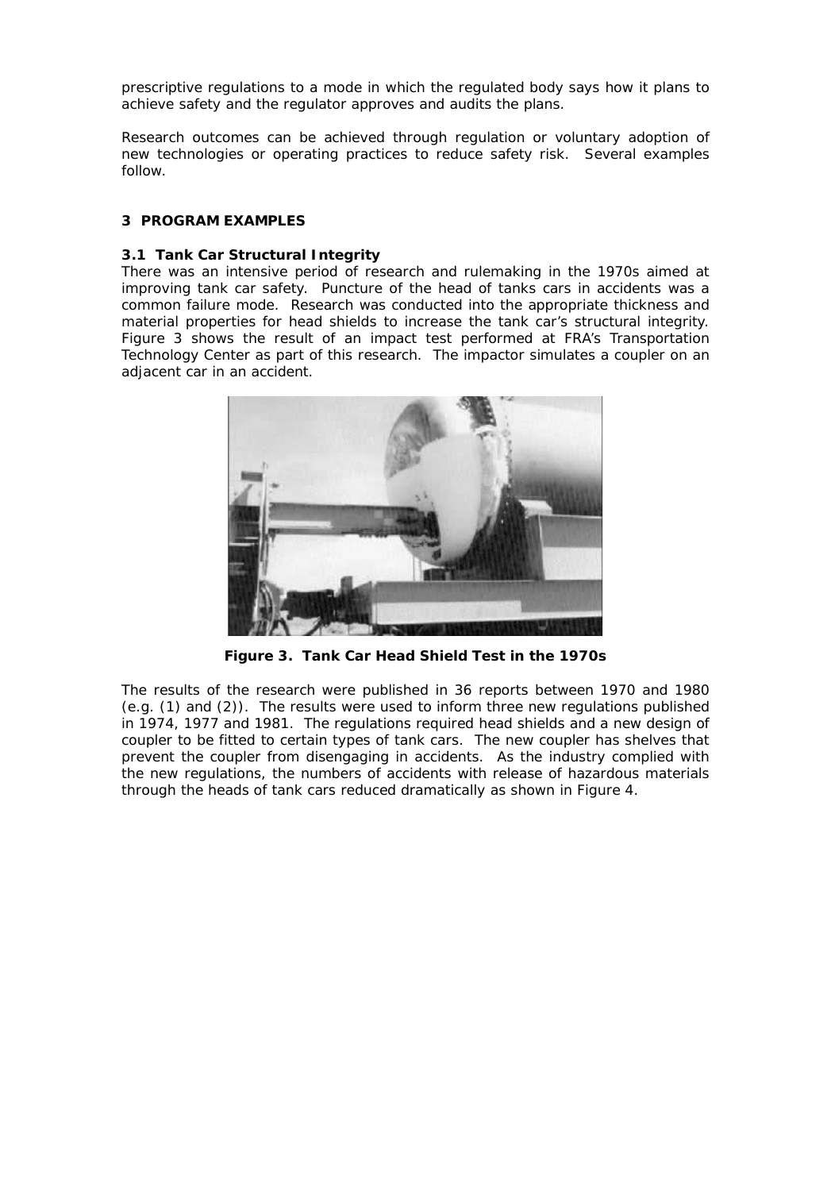prescriptive regulations to a mode in which the regulated body says how it plans to achieve safety and the regulator approves and audits the plans.

Research outcomes can be achieved through regulation or voluntary adoption of new technologies or operating practices to reduce safety risk. Several examples follow.

## 3 PROGRAM EXAMPLES

### 3.1 Tank Car Structural Integrity

There was an intensive period of research and rulemaking in the 1970s aimed at improving tank car safety. Puncture of the head of tanks cars in accidents was a common failure mode. Research was conducted into the appropriate thickness and material properties for head shields to increase the tank car's structural integrity. Figure 3 shows the result of an impact test performed at FRA's Transportation Technology Center as part of this research. The impactor simulates a coupler on an adjacent car in an accident.

**Figure 3. Tank Car Head Shield Test in the 1970s**

The results of the research were published in 36 reports between 1970 and 1980 (e.g. (1) and (2)). The results were used to inform three new regulations published in 1974, 1977 and 1981. The regulations required head shields and a new design of coupler to be fitted to certain types of tank cars. The new coupler has shelves that prevent the coupler from disengaging in accidents. As the industry complied with the new regulations, the numbers of accidents with release of hazardous materials through the heads of tank cars reduced dramatically as shown in Figure 4.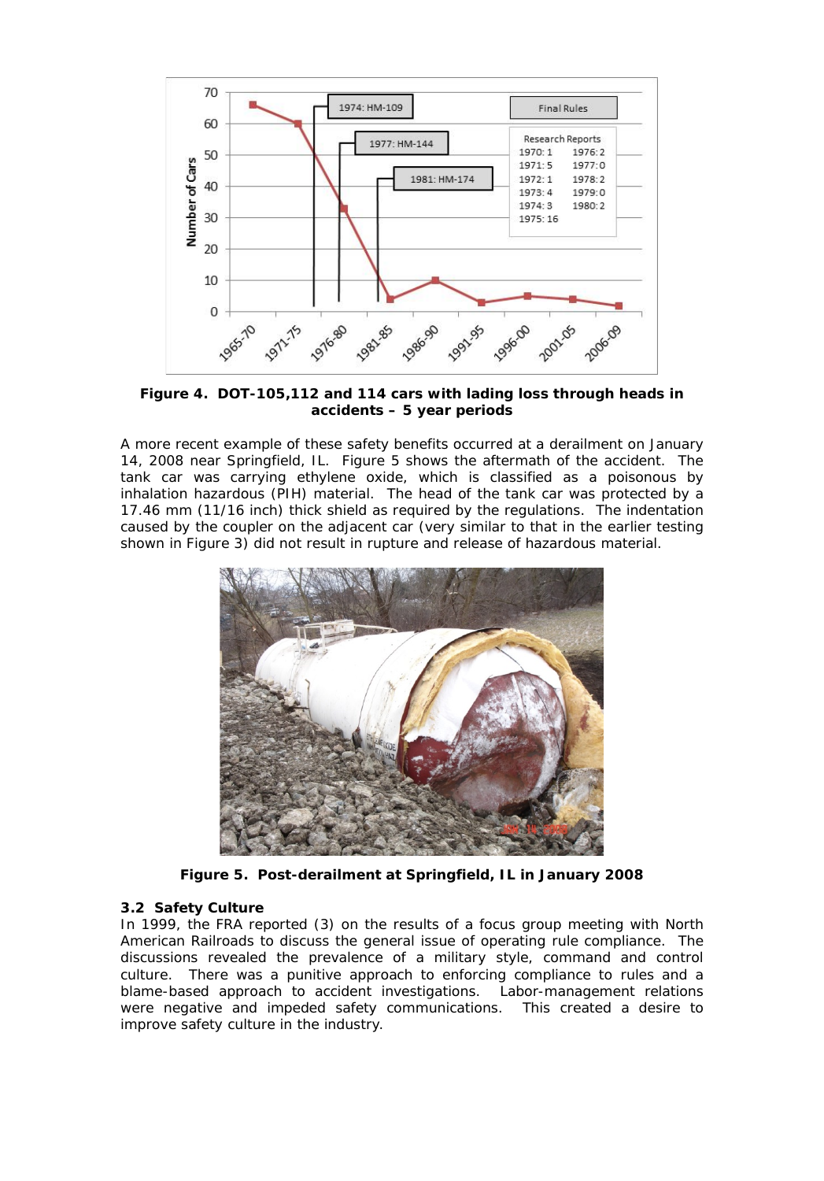**Figure 4. DOT-105,112 and 114 cars with lading loss through heads in accidents – 5 year periods**

A more recent example of these safety benefits occurred at a derailment on January 14, 2008 near Springfield, IL. Figure 5 shows the aftermath of the accident. The tank car was carrying ethylene oxide, which is classified as a poisonous by inhalation hazardous (PIH) material. The head of the tank car was protected by a 17.46 mm (11/16 inch) thick shield as required by the regulations. The indentation caused by the coupler on the adjacent car (very similar to that in the earlier testing shown in Figure 3) did not result in rupture and release of hazardous material.

**Figure 5. Post-derailment at Springfield, IL in January 2008**

### 3.2 Safety Culture

In 1999, the FRA reported (3) on the results of a focus group meeting with North American Railroads to discuss the general issue of operating rule compliance. The discussions revealed the prevalence of a military style, command and control culture. There was a punitive approach to enforcing compliance to rules and a blame-based approach to accident investigations. Labor-management relations were negative and impeded safety communications. This created a desire to improve safety culture in the industry.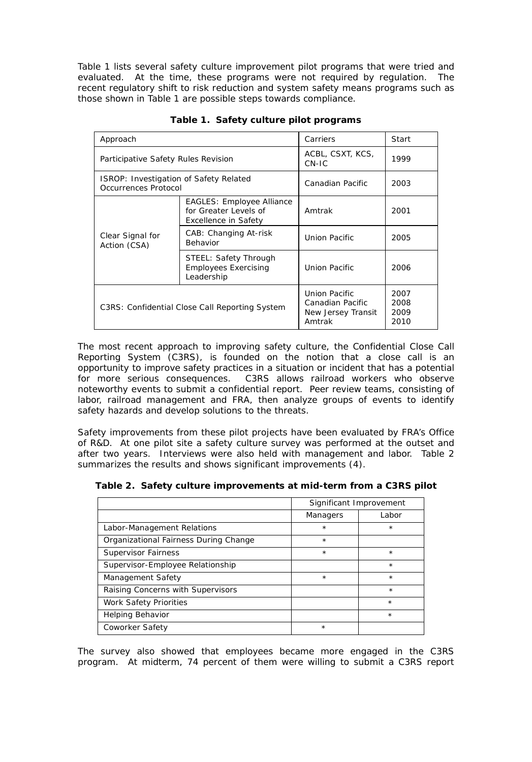Table 1 lists several safety culture improvement pilot programs that were tried and evaluated. At the time, these programs were not required by regulation. The recent regulatory shift to risk reduction and system safety means programs such as those shown in Table 1 are possible steps towards compliance.

**Table 1. Safety culture pilot programs**

| Approach | | Carriers | Start |
|---|---|---|---|
| Participative Safety Rules Revision | | ACBL, CSXT, KCS, CN-IC | 1999 |
| ISROP: Investigation of Safety Related Occurrences Protocol | | Canadian Pacific | 2003 |
| Clear Signal for Action (CSA) | EAGLES: Employee Alliance for Greater Levels of Excellence in Safety | Amtrak | 2001 |
| | CAB: Changing At-risk Behavior | Union Pacific | 2005 |
| | STEEL: Safety Through Employees Exercising Leadership | Union Pacific | 2006 |
| C3RS: Confidential Close Call Reporting System | | Union Pacific<br>Canadian Pacific<br>New Jersey Transit<br>Amtrak | 2007<br>2008<br>2009<br>2010 |

The most recent approach to improving safety culture, the Confidential Close Call Reporting System (C3RS), is founded on the notion that a close call is an opportunity to improve safety practices in a situation or incident that has a potential for more serious consequences. C3RS allows railroad workers who observe noteworthy events to submit a confidential report. Peer review teams, consisting of labor, railroad management and FRA, then analyze groups of events to identify safety hazards and develop solutions to the threats.

Safety improvements from these pilot projects have been evaluated by FRA's Office of R&D. At one pilot site a safety culture survey was performed at the outset and after two years. Interviews were also held with management and labor. Table 2 summarizes the results and shows significant improvements (4).

**Table 2. Safety culture improvements at mid-term from a C3RS pilot**

| | Significant Improvement | |
|---|---|---|
| | Managers | Labor |
| Labor-Management Relations | * | * |
| Organizational Fairness During Change | * | |
| Supervisor Fairness | * | * |
| Supervisor-Employee Relationship | | * |
| Management Safety | * | * |
| Raising Concerns with Supervisors | | * |
| Work Safety Priorities | | * |
| Helping Behavior | | * |
| Coworker Safety | * | |

The survey also showed that employees became more engaged in the C3RS program. At midterm, 74 percent of them were willing to submit a C3RS report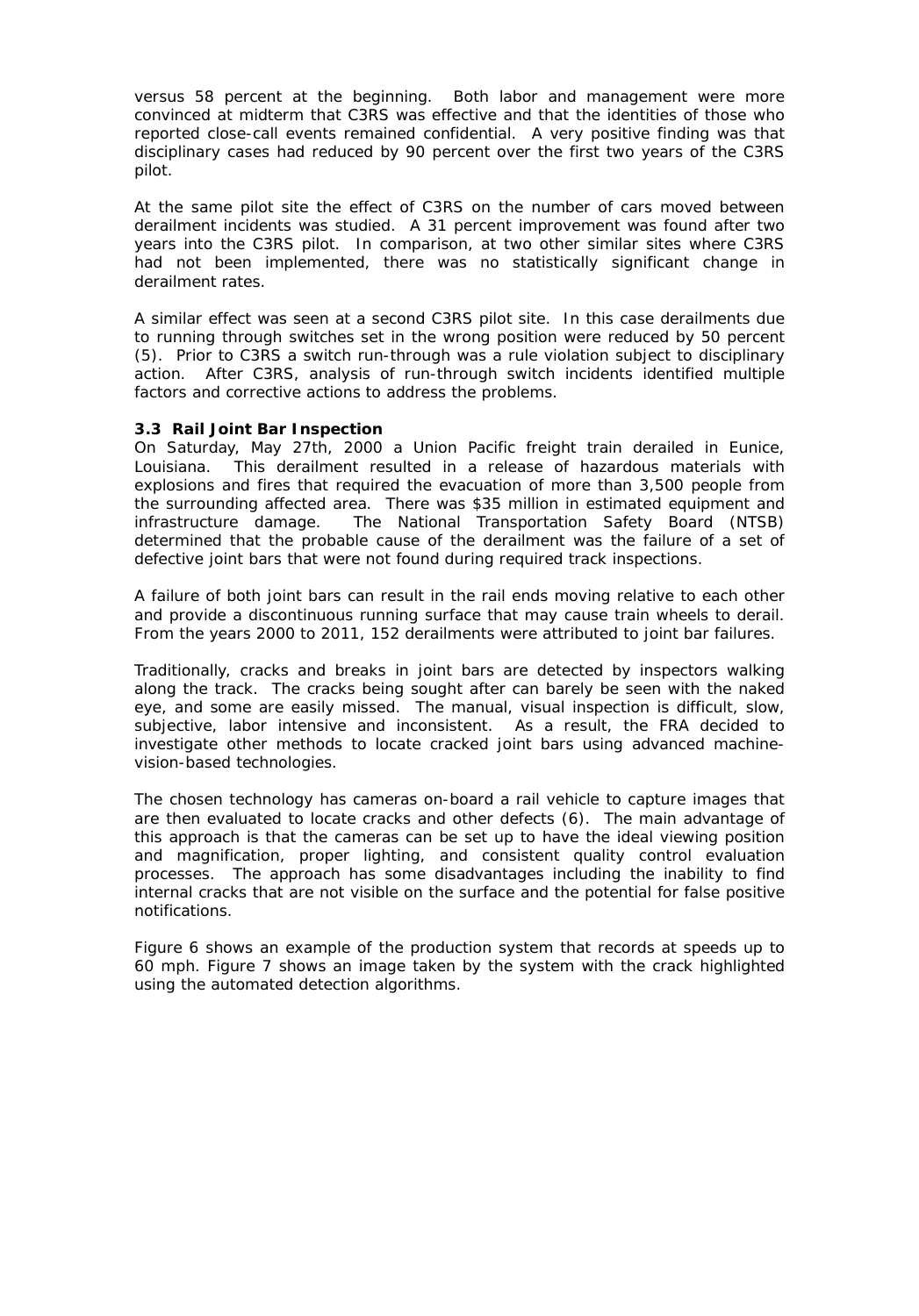versus 58 percent at the beginning. Both labor and management were more convinced at midterm that C3RS was effective and that the identities of those who reported close-call events remained confidential. A very positive finding was that disciplinary cases had reduced by 90 percent over the first two years of the C3RS pilot.

At the same pilot site the effect of C3RS on the number of cars moved between derailment incidents was studied. A 31 percent improvement was found after two years into the C3RS pilot. In comparison, at two other similar sites where C3RS had not been implemented, there was no statistically significant change in derailment rates.

A similar effect was seen at a second C3RS pilot site. In this case derailments due to running through switches set in the wrong position were reduced by 50 percent (5). Prior to C3RS a switch run-through was a rule violation subject to disciplinary action. After C3RS, analysis of run-through switch incidents identified multiple factors and corrective actions to address the problems.

### 3.3 Rail Joint Bar Inspection

On Saturday, May 27th, 2000 a Union Pacific freight train derailed in Eunice, Louisiana. This derailment resulted in a release of hazardous materials with explosions and fires that required the evacuation of more than 3,500 people from the surrounding affected area. There was $35 million in estimated equipment and infrastructure damage. The National Transportation Safety Board (NTSB) determined that the probable cause of the derailment was the failure of a set of defective joint bars that were not found during required track inspections.

A failure of both joint bars can result in the rail ends moving relative to each other and provide a discontinuous running surface that may cause train wheels to derail. From the years 2000 to 2011, 152 derailments were attributed to joint bar failures.

Traditionally, cracks and breaks in joint bars are detected by inspectors walking along the track. The cracks being sought after can barely be seen with the naked eye, and some are easily missed. The manual, visual inspection is difficult, slow, subjective, labor intensive and inconsistent. As a result, the FRA decided to investigate other methods to locate cracked joint bars using advanced machine-vision-based technologies.

The chosen technology has cameras on-board a rail vehicle to capture images that are then evaluated to locate cracks and other defects (6). The main advantage of this approach is that the cameras can be set up to have the ideal viewing position and magnification, proper lighting, and consistent quality control evaluation processes. The approach has some disadvantages including the inability to find internal cracks that are not visible on the surface and the potential for false positive notifications.

Figure 6 shows an example of the production system that records at speeds up to 60 mph. Figure 7 shows an image taken by the system with the crack highlighted using the automated detection algorithms.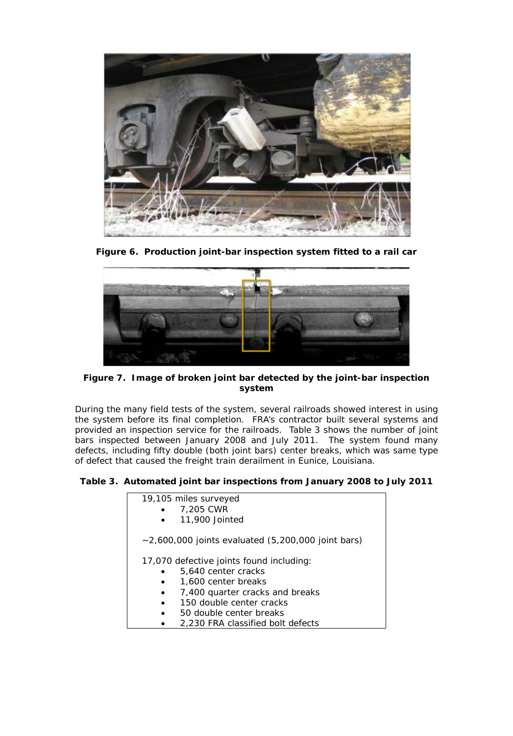**Figure 6. Production joint-bar inspection system fitted to a rail car**

**Figure 7. Image of broken joint bar detected by the joint-bar inspection system**

During the many field tests of the system, several railroads showed interest in using the system before its final completion. FRA's contractor built several systems and provided an inspection service for the railroads. Table 3 shows the number of joint bars inspected between January 2008 and July 2011. The system found many defects, including fifty double (both joint bars) center breaks, which was same type of defect that caused the freight train derailment in Eunice, Louisiana.

**Table 3. Automated joint bar inspections from January 2008 to July 2011**

19,105 miles surveyed

- 7,205 CWR
- 11,900 Jointed

~2,600,000 joints evaluated (5,200,000 joint bars)

17,070 defective joints found including:

- 5,640 center cracks
- 1,600 center breaks
- 7,400 quarter cracks and breaks
- 150 double center cracks
- 50 double center breaks
- 2,230 FRA classified bolt defects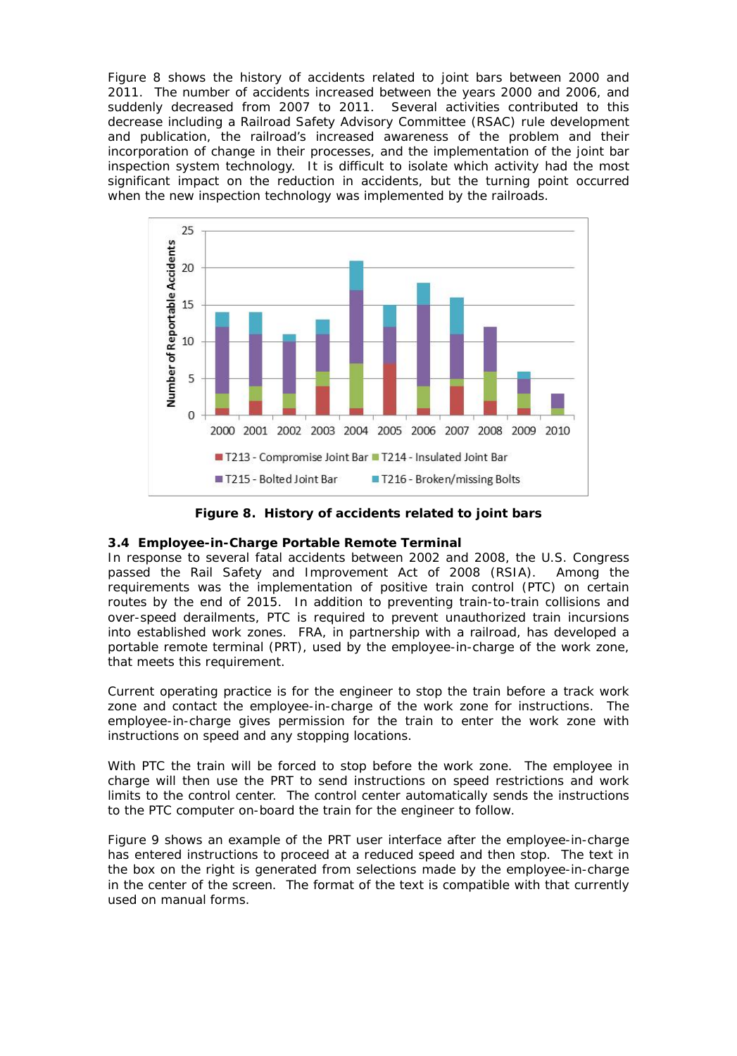Figure 8 shows the history of accidents related to joint bars between 2000 and 2011. The number of accidents increased between the years 2000 and 2006, and suddenly decreased from 2007 to 2011. Several activities contributed to this decrease including a Railroad Safety Advisory Committee (RSAC) rule development and publication, the railroad's increased awareness of the problem and their incorporation of change in their processes, and the implementation of the joint bar inspection system technology. It is difficult to isolate which activity had the most significant impact on the reduction in accidents, but the turning point occurred when the new inspection technology was implemented by the railroads.

**Figure 8. History of accidents related to joint bars**

### 3.4 Employee-in-Charge Portable Remote Terminal

In response to several fatal accidents between 2002 and 2008, the U.S. Congress passed the Rail Safety and Improvement Act of 2008 (RSIA). Among the requirements was the implementation of positive train control (PTC) on certain routes by the end of 2015. In addition to preventing train-to-train collisions and over-speed derailments, PTC is required to prevent unauthorized train incursions into established work zones. FRA, in partnership with a railroad, has developed a portable remote terminal (PRT), used by the employee-in-charge of the work zone, that meets this requirement.

Current operating practice is for the engineer to stop the train before a track work zone and contact the employee-in-charge of the work zone for instructions. The employee-in-charge gives permission for the train to enter the work zone with instructions on speed and any stopping locations.

With PTC the train will be forced to stop before the work zone. The employee in charge will then use the PRT to send instructions on speed restrictions and work limits to the control center. The control center automatically sends the instructions to the PTC computer on-board the train for the engineer to follow.

Figure 9 shows an example of the PRT user interface after the employee-in-charge has entered instructions to proceed at a reduced speed and then stop. The text in the box on the right is generated from selections made by the employee-in-charge in the center of the screen. The format of the text is compatible with that currently used on manual forms.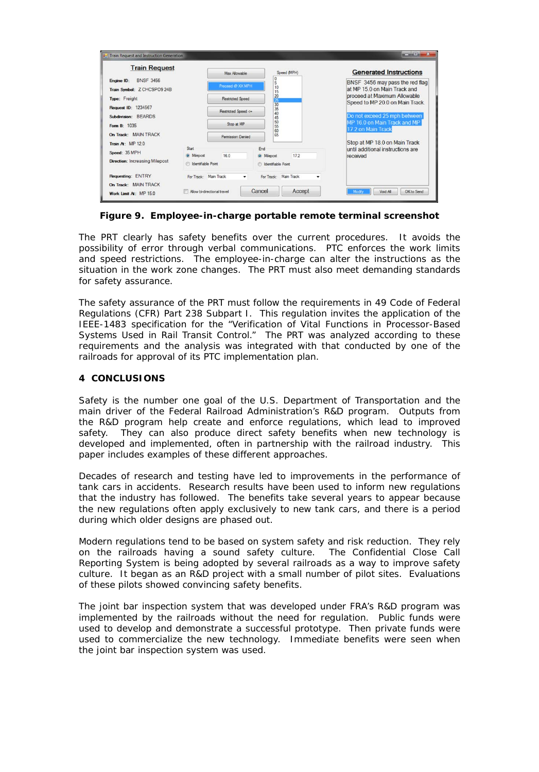**Figure 9. Employee-in-charge portable remote terminal screenshot**

The PRT clearly has safety benefits over the current procedures. It avoids the possibility of error through verbal communications. PTC enforces the work limits and speed restrictions. The employee-in-charge can alter the instructions as the situation in the work zone changes. The PRT must also meet demanding standards for safety assurance.

The safety assurance of the PRT must follow the requirements in 49 Code of Federal Regulations (CFR) Part 238 Subpart I. This regulation invites the application of the IEEE-1483 specification for the "Verification of Vital Functions in Processor-Based Systems Used in Rail Transit Control." The PRT was analyzed according to these requirements and the analysis was integrated with that conducted by one of the railroads for approval of its PTC implementation plan.

## 4 CONCLUSIONS

Safety is the number one goal of the U.S. Department of Transportation and the main driver of the Federal Railroad Administration's R&D program. Outputs from the R&D program help create and enforce regulations, which lead to improved safety. They can also produce direct safety benefits when new technology is developed and implemented, often in partnership with the railroad industry. This paper includes examples of these different approaches.

Decades of research and testing have led to improvements in the performance of tank cars in accidents. Research results have been used to inform new regulations that the industry has followed. The benefits take several years to appear because the new regulations often apply exclusively to new tank cars, and there is a period during which older designs are phased out.

Modern regulations tend to be based on system safety and risk reduction. They rely on the railroads having a sound safety culture. The Confidential Close Call Reporting System is being adopted by several railroads as a way to improve safety culture. It began as an R&D project with a small number of pilot sites. Evaluations of these pilots showed convincing safety benefits.

The joint bar inspection system that was developed under FRA's R&D program was implemented by the railroads without the need for regulation. Public funds were used to develop and demonstrate a successful prototype. Then private funds were used to commercialize the new technology. Immediate benefits were seen when the joint bar inspection system was used.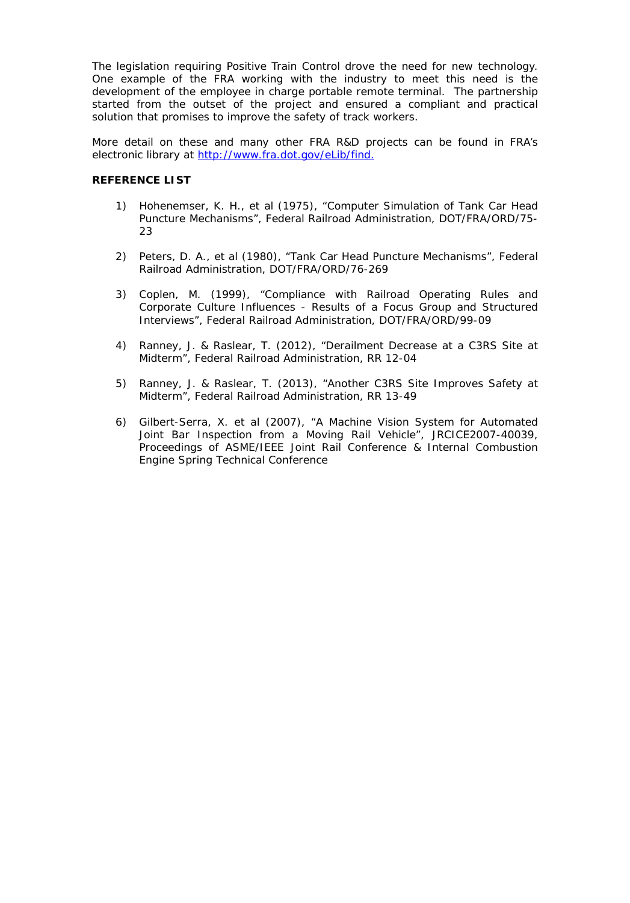The legislation requiring Positive Train Control drove the need for new technology. One example of the FRA working with the industry to meet this need is the development of the employee in charge portable remote terminal. The partnership started from the outset of the project and ensured a compliant and practical solution that promises to improve the safety of track workers.

More detail on these and many other FRA R&D projects can be found in FRA's electronic library at [http://www.fra.dot.gov/eLib/find.](http://www.fra.dot.gov/eLib/find)

**REFERENCE LIST**

1) Hohenemser, K. H., et al (1975), "Computer Simulation of Tank Car Head Puncture Mechanisms", Federal Railroad Administration, DOT/FRA/ORD/75-23

2) Peters, D. A., et al (1980), "Tank Car Head Puncture Mechanisms", Federal Railroad Administration, DOT/FRA/ORD/76-269

3) Coplen, M. (1999), "Compliance with Railroad Operating Rules and Corporate Culture Influences - Results of a Focus Group and Structured Interviews", Federal Railroad Administration, DOT/FRA/ORD/99-09

4) Ranney, J. & Raslear, T. (2012), "Derailment Decrease at a C3RS Site at Midterm", Federal Railroad Administration, RR 12-04

5) Ranney, J. & Raslear, T. (2013), "Another C3RS Site Improves Safety at Midterm", Federal Railroad Administration, RR 13-49

6) Gilbert-Serra, X. et al (2007), "A Machine Vision System for Automated Joint Bar Inspection from a Moving Rail Vehicle", JRCICE2007-40039, Proceedings of ASME/IEEE Joint Rail Conference & Internal Combustion Engine Spring Technical Conference